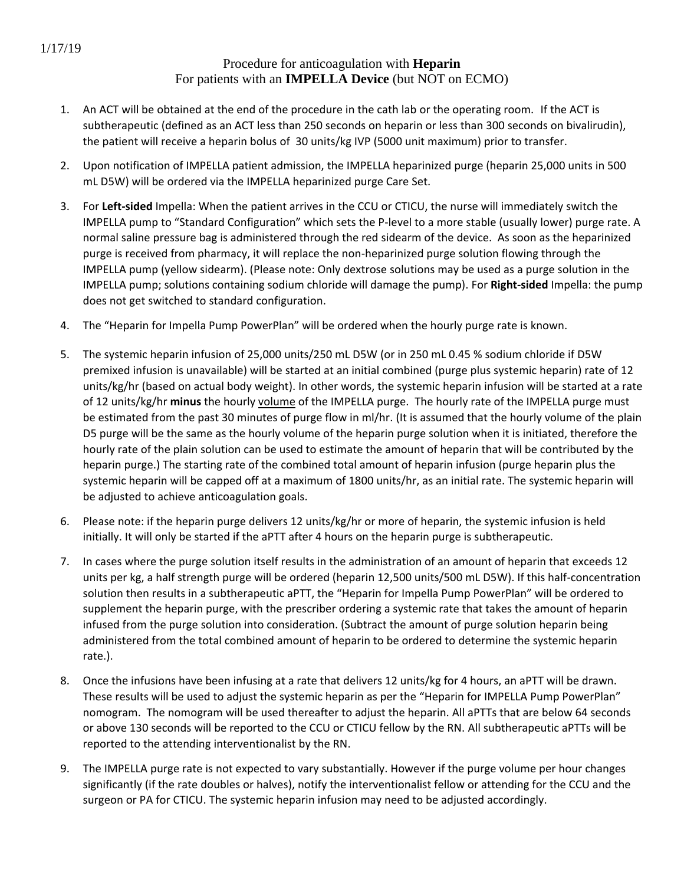1/17/19

# Procedure for anticoagulation with **Heparin**
## For patients with an **IMPELLA Device** (but NOT on ECMO)

1. An ACT will be obtained at the end of the procedure in the cath lab or the operating room. If the ACT is subtherapeutic (defined as an ACT less than 250 seconds on heparin or less than 300 seconds on bivalirudin), the patient will receive a heparin bolus of 30 units/kg IVP (5000 unit maximum) prior to transfer.

2. Upon notification of IMPELLA patient admission, the IMPELLA heparinized purge (heparin 25,000 units in 500 mL D5W) will be ordered via the IMPELLA heparinized purge Care Set.

3. For **Left-sided** Impella: When the patient arrives in the CCU or CTICU, the nurse will immediately switch the IMPELLA pump to "Standard Configuration" which sets the P-level to a more stable (usually lower) purge rate. A normal saline pressure bag is administered through the red sidearm of the device. As soon as the heparinized purge is received from pharmacy, it will replace the non-heparinized purge solution flowing through the IMPELLA pump (yellow sidearm). (Please note: Only dextrose solutions may be used as a purge solution in the IMPELLA pump; solutions containing sodium chloride will damage the pump). For **Right-sided** Impella: the pump does not get switched to standard configuration.

4. The "Heparin for Impella Pump PowerPlan" will be ordered when the hourly purge rate is known.

5. The systemic heparin infusion of 25,000 units/250 mL D5W (or in 250 mL 0.45 % sodium chloride if D5W premixed infusion is unavailable) will be started at an initial combined (purge plus systemic heparin) rate of 12 units/kg/hr (based on actual body weight). In other words, the systemic heparin infusion will be started at a rate of 12 units/kg/hr **minus** the hourly <u>volume</u> of the IMPELLA purge. The hourly rate of the IMPELLA purge must be estimated from the past 30 minutes of purge flow in ml/hr. (It is assumed that the hourly volume of the plain D5 purge will be the same as the hourly volume of the heparin purge solution when it is initiated, therefore the hourly rate of the plain solution can be used to estimate the amount of heparin that will be contributed by the heparin purge.) The starting rate of the combined total amount of heparin infusion (purge heparin plus the systemic heparin will be capped off at a maximum of 1800 units/hr, as an initial rate. The systemic heparin will be adjusted to achieve anticoagulation goals.

6. Please note: if the heparin purge delivers 12 units/kg/hr or more of heparin, the systemic infusion is held initially. It will only be started if the aPTT after 4 hours on the heparin purge is subtherapeutic.

7. In cases where the purge solution itself results in the administration of an amount of heparin that exceeds 12 units per kg, a half strength purge will be ordered (heparin 12,500 units/500 mL D5W). If this half-concentration solution then results in a subtherapeutic aPTT, the "Heparin for Impella Pump PowerPlan" will be ordered to supplement the heparin purge, with the prescriber ordering a systemic rate that takes the amount of heparin infused from the purge solution into consideration. (Subtract the amount of purge solution heparin being administered from the total combined amount of heparin to be ordered to determine the systemic heparin rate.).

8. Once the infusions have been infusing at a rate that delivers 12 units/kg for 4 hours, an aPTT will be drawn. These results will be used to adjust the systemic heparin as per the "Heparin for IMPELLA Pump PowerPlan" nomogram. The nomogram will be used thereafter to adjust the heparin. All aPTTs that are below 64 seconds or above 130 seconds will be reported to the CCU or CTICU fellow by the RN. All subtherapeutic aPTTs will be reported to the attending interventionalist by the RN.

9. The IMPELLA purge rate is not expected to vary substantially. However if the purge volume per hour changes significantly (if the rate doubles or halves), notify the interventionalist fellow or attending for the CCU and the surgeon or PA for CTICU. The systemic heparin infusion may need to be adjusted accordingly.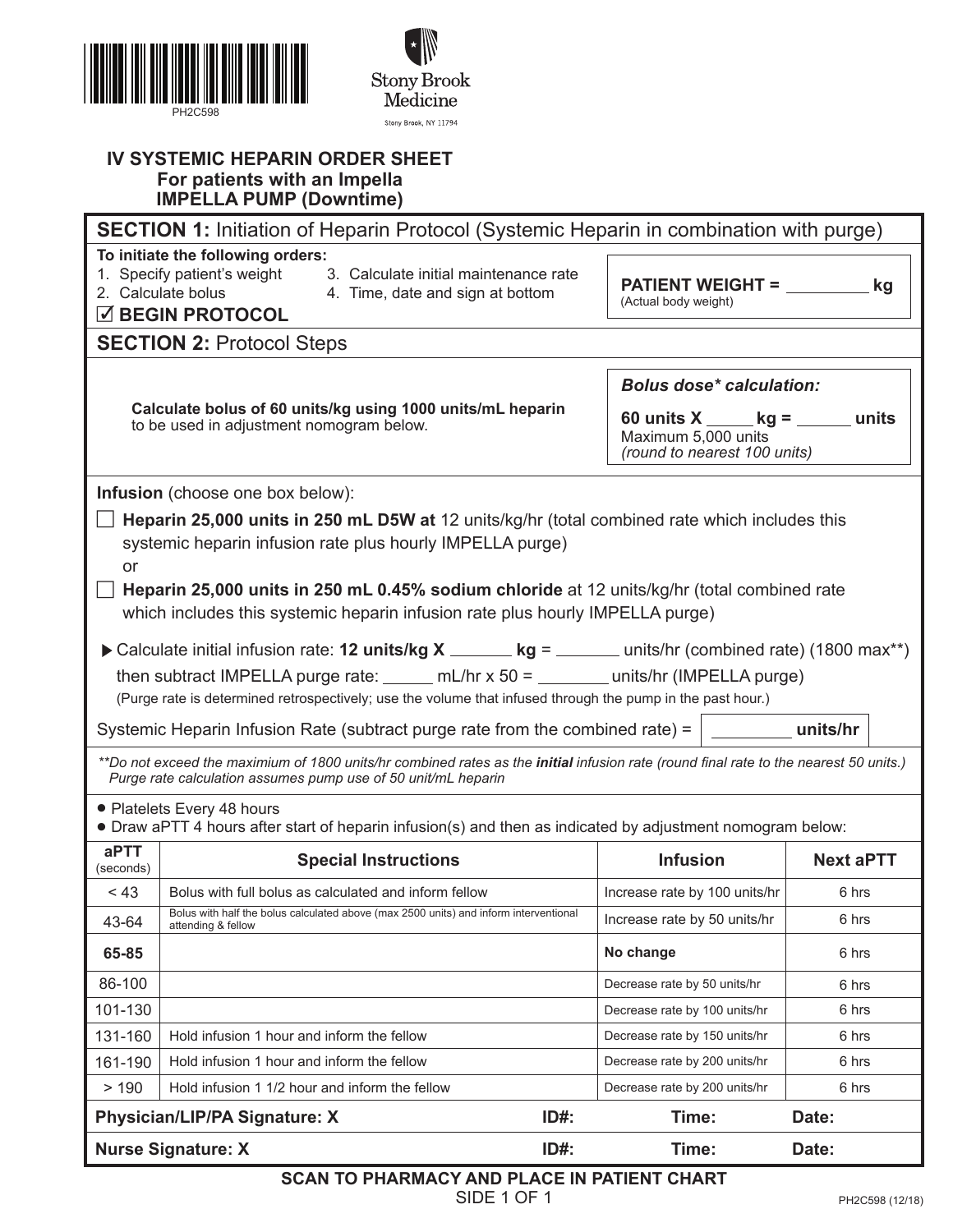PH2C598

Stony Brook Medicine

Stony Brook, NY 11794

# IV SYSTEMIC HEPARIN ORDER SHEET
## For patients with an Impella
## IMPELLA PUMP (Downtime)

## SECTION 1: Initiation of Heparin Protocol (Systemic Heparin in combination with purge)

**To initiate the following orders:**

1. Specify patient's weight
2. Calculate bolus
3. Calculate initial maintenance rate
4. Time, date and sign at bottom

☑ **BEGIN PROTOCOL**

**PATIENT WEIGHT = _________ kg**
(Actual body weight)

## SECTION 2: Protocol Steps

**Calculate bolus of 60 units/kg using 1000 units/mL heparin** to be used in adjustment nomogram below.

***Bolus dose\* calculation:***

**60 units X _____ kg = ______ units**
Maximum 5,000 units
*(round to nearest 100 units)*

**Infusion** (choose one box below):

☐ **Heparin 25,000 units in 250 mL D5W at** 12 units/kg/hr (total combined rate which includes this systemic heparin infusion rate plus hourly IMPELLA purge)

or

☐ **Heparin 25,000 units in 250 mL 0.45% sodium chloride** at 12 units/kg/hr (total combined rate which includes this systemic heparin infusion rate plus hourly IMPELLA purge)

▶ Calculate initial infusion rate: **12 units/kg X _______ kg** = _______ units/hr (combined rate) (1800 max**)

then subtract IMPELLA purge rate: _____ mL/hr x 50 = ________ units/hr (IMPELLA purge)

(Purge rate is determined retrospectively; use the volume that infused through the pump in the past hour.)

Systemic Heparin Infusion Rate (subtract purge rate from the combined rate) = _________ **units/hr**

*\*\*Do not exceed the maximium of 1800 units/hr combined rates as the **initial** infusion rate (round final rate to the nearest 50 units.) Purge rate calculation assumes pump use of 50 unit/mL heparin*

- Platelets Every 48 hours
- Draw aPTT 4 hours after start of heparin infusion(s) and then as indicated by adjustment nomogram below:

| aPTT (seconds) | Special Instructions | Infusion | Next aPTT |
|---|---|---|---|
| < 43 | Bolus with full bolus as calculated and inform fellow | Increase rate by 100 units/hr | 6 hrs |
| 43-64 | Bolus with half the bolus calculated above (max 2500 units) and inform interventional attending & fellow | Increase rate by 50 units/hr | 6 hrs |
| **65-85** | | **No change** | 6 hrs |
| 86-100 | | Decrease rate by 50 units/hr | 6 hrs |
| 101-130 | | Decrease rate by 100 units/hr | 6 hrs |
| 131-160 | Hold infusion 1 hour and inform the fellow | Decrease rate by 150 units/hr | 6 hrs |
| 161-190 | Hold infusion 1 hour and inform the fellow | Decrease rate by 200 units/hr | 6 hrs |
| > 190 | Hold infusion 1 1/2 hour and inform the fellow | Decrease rate by 200 units/hr | 6 hrs |

**Physician/LIP/PA Signature: X** **ID#:** **Time:** **Date:**

**Nurse Signature: X** **ID#:** **Time:** **Date:**

**SCAN TO PHARMACY AND PLACE IN PATIENT CHART**

PH2C598 (12/18)